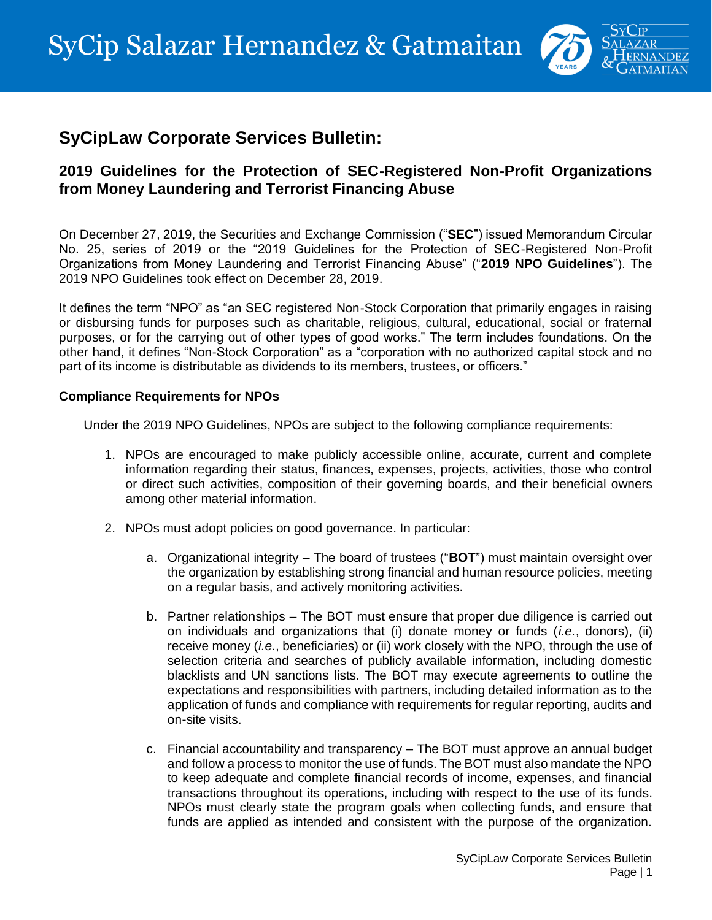## SyCipLaw Corporate Services Bulletin:

### 2019 Guidelines for the Protection of SEC-Registered Non-Profit Organizations from Money Laundering and Terrorist Financing Abuse

On December 27, 2019, the Securities and Exchange Commission ("**SEC**") issued Memorandum Circular No. 25, series of 2019 or the "2019 Guidelines for the Protection of SEC-Registered Non-Profit Organizations from Money Laundering and Terrorist Financing Abuse" ("**2019 NPO Guidelines**"). The 2019 NPO Guidelines took effect on December 28, 2019.

It defines the term "NPO" as "an SEC registered Non-Stock Corporation that primarily engages in raising or disbursing funds for purposes such as charitable, religious, cultural, educational, social or fraternal purposes, or for the carrying out of other types of good works." The term includes foundations. On the other hand, it defines "Non-Stock Corporation" as a "corporation with no authorized capital stock and no part of its income is distributable as dividends to its members, trustees, or officers."

**Compliance Requirements for NPOs**

Under the 2019 NPO Guidelines, NPOs are subject to the following compliance requirements:

1. NPOs are encouraged to make publicly accessible online, accurate, current and complete information regarding their status, finances, expenses, projects, activities, those who control or direct such activities, composition of their governing boards, and their beneficial owners among other material information.

2. NPOs must adopt policies on good governance. In particular:

   a. Organizational integrity – The board of trustees ("**BOT**") must maintain oversight over the organization by establishing strong financial and human resource policies, meeting on a regular basis, and actively monitoring activities.

   b. Partner relationships – The BOT must ensure that proper due diligence is carried out on individuals and organizations that (i) donate money or funds (*i.e.*, donors), (ii) receive money (*i.e.*, beneficiaries) or (ii) work closely with the NPO, through the use of selection criteria and searches of publicly available information, including domestic blacklists and UN sanctions lists. The BOT may execute agreements to outline the expectations and responsibilities with partners, including detailed information as to the application of funds and compliance with requirements for regular reporting, audits and on-site visits.

   c. Financial accountability and transparency – The BOT must approve an annual budget and follow a process to monitor the use of funds. The BOT must also mandate the NPO to keep adequate and complete financial records of income, expenses, and financial transactions throughout its operations, including with respect to the use of its funds. NPOs must clearly state the program goals when collecting funds, and ensure that funds are applied as intended and consistent with the purpose of the organization.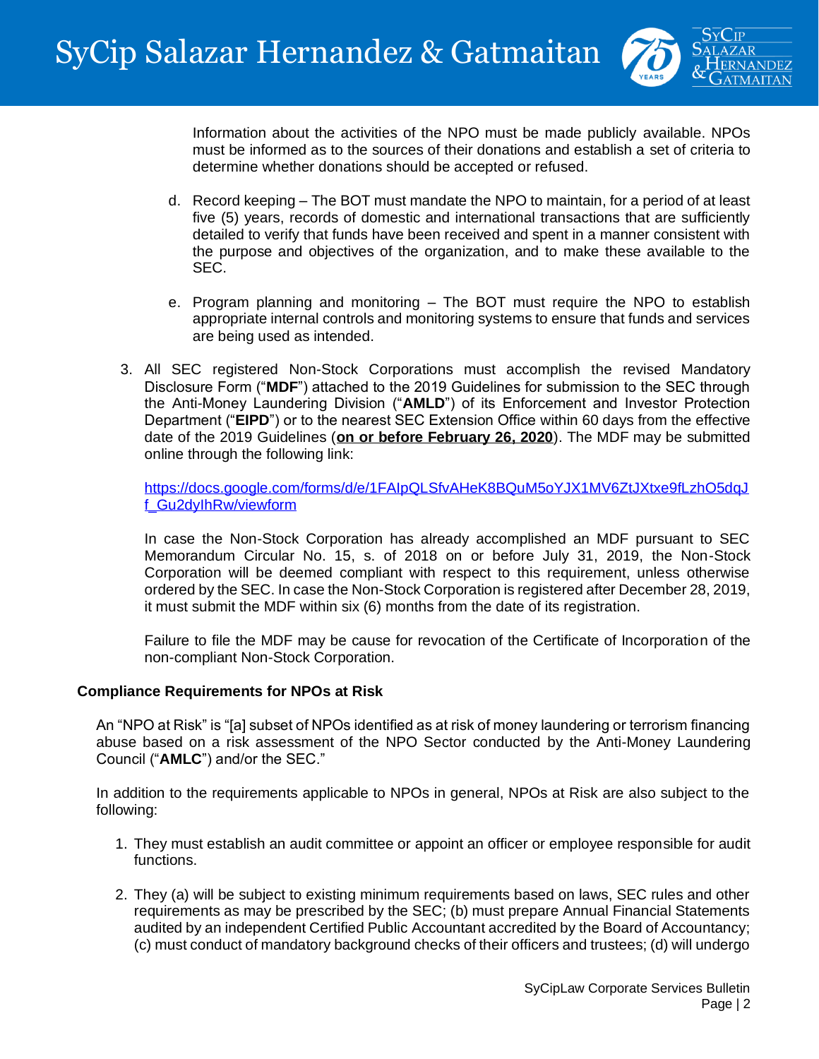Information about the activities of the NPO must be made publicly available. NPOs must be informed as to the sources of their donations and establish a set of criteria to determine whether donations should be accepted or refused.

d. Record keeping – The BOT must mandate the NPO to maintain, for a period of at least five (5) years, records of domestic and international transactions that are sufficiently detailed to verify that funds have been received and spent in a manner consistent with the purpose and objectives of the organization, and to make these available to the SEC.

e. Program planning and monitoring – The BOT must require the NPO to establish appropriate internal controls and monitoring systems to ensure that funds and services are being used as intended.

3. All SEC registered Non-Stock Corporations must accomplish the revised Mandatory Disclosure Form ("**MDF**") attached to the 2019 Guidelines for submission to the SEC through the Anti-Money Laundering Division ("**AMLD**") of its Enforcement and Investor Protection Department ("**EIPD**") or to the nearest SEC Extension Office within 60 days from the effective date of the 2019 Guidelines (**on or before February 26, 2020**). The MDF may be submitted online through the following link:

   https://docs.google.com/forms/d/e/1FAIpQLSfvAHeK8BQuM5oYJX1MV6ZtJXtxe9fLzhO5dqJf_Gu2dyIhRw/viewform

   In case the Non-Stock Corporation has already accomplished an MDF pursuant to SEC Memorandum Circular No. 15, s. of 2018 on or before July 31, 2019, the Non-Stock Corporation will be deemed compliant with respect to this requirement, unless otherwise ordered by the SEC. In case the Non-Stock Corporation is registered after December 28, 2019, it must submit the MDF within six (6) months from the date of its registration.

   Failure to file the MDF may be cause for revocation of the Certificate of Incorporation of the non-compliant Non-Stock Corporation.

**Compliance Requirements for NPOs at Risk**

An "NPO at Risk" is "[a] subset of NPOs identified as at risk of money laundering or terrorism financing abuse based on a risk assessment of the NPO Sector conducted by the Anti-Money Laundering Council ("**AMLC**") and/or the SEC."

In addition to the requirements applicable to NPOs in general, NPOs at Risk are also subject to the following:

1. They must establish an audit committee or appoint an officer or employee responsible for audit functions.

2. They (a) will be subject to existing minimum requirements based on laws, SEC rules and other requirements as may be prescribed by the SEC; (b) must prepare Annual Financial Statements audited by an independent Certified Public Accountant accredited by the Board of Accountancy; (c) must conduct of mandatory background checks of their officers and trustees; (d) will undergo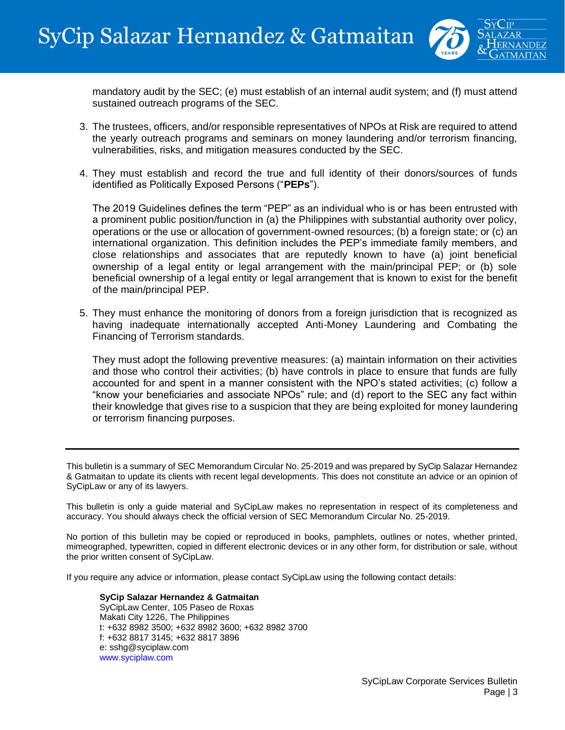mandatory audit by the SEC; (e) must establish of an internal audit system; and (f) must attend sustained outreach programs of the SEC.

3. The trustees, officers, and/or responsible representatives of NPOs at Risk are required to attend the yearly outreach programs and seminars on money laundering and/or terrorism financing, vulnerabilities, risks, and mitigation measures conducted by the SEC.

4. They must establish and record the true and full identity of their donors/sources of funds identified as Politically Exposed Persons ("**PEPs**").

   The 2019 Guidelines defines the term "PEP" as an individual who is or has been entrusted with a prominent public position/function in (a) the Philippines with substantial authority over policy, operations or the use or allocation of government-owned resources; (b) a foreign state; or (c) an international organization. This definition includes the PEP's immediate family members, and close relationships and associates that are reputedly known to have (a) joint beneficial ownership of a legal entity or legal arrangement with the main/principal PEP; or (b) sole beneficial ownership of a legal entity or legal arrangement that is known to exist for the benefit of the main/principal PEP.

5. They must enhance the monitoring of donors from a foreign jurisdiction that is recognized as having inadequate internationally accepted Anti-Money Laundering and Combating the Financing of Terrorism standards.

   They must adopt the following preventive measures: (a) maintain information on their activities and those who control their activities; (b) have controls in place to ensure that funds are fully accounted for and spent in a manner consistent with the NPO's stated activities; (c) follow a "know your beneficiaries and associate NPOs" rule; and (d) report to the SEC any fact within their knowledge that gives rise to a suspicion that they are being exploited for money laundering or terrorism financing purposes.

---

This bulletin is a summary of SEC Memorandum Circular No. 25-2019 and was prepared by SyCip Salazar Hernandez & Gatmaitan to update its clients with recent legal developments. This does not constitute an advice or an opinion of SyCipLaw or any of its lawyers.

This bulletin is only a guide material and SyCipLaw makes no representation in respect of its completeness and accuracy. You should always check the official version of SEC Memorandum Circular No. 25-2019.

No portion of this bulletin may be copied or reproduced in books, pamphlets, outlines or notes, whether printed, mimeographed, typewritten, copied in different electronic devices or in any other form, for distribution or sale, without the prior written consent of SyCipLaw.

If you require any advice or information, please contact SyCipLaw using the following contact details:

**SyCip Salazar Hernandez & Gatmaitan**
SyCipLaw Center, 105 Paseo de Roxas
Makati City 1226, The Philippines
t: +632 8982 3500; +632 8982 3600; +632 8982 3700
f: +632 8817 3145; +632 8817 3896
e: sshg@syciplaw.com
www.syciplaw.com